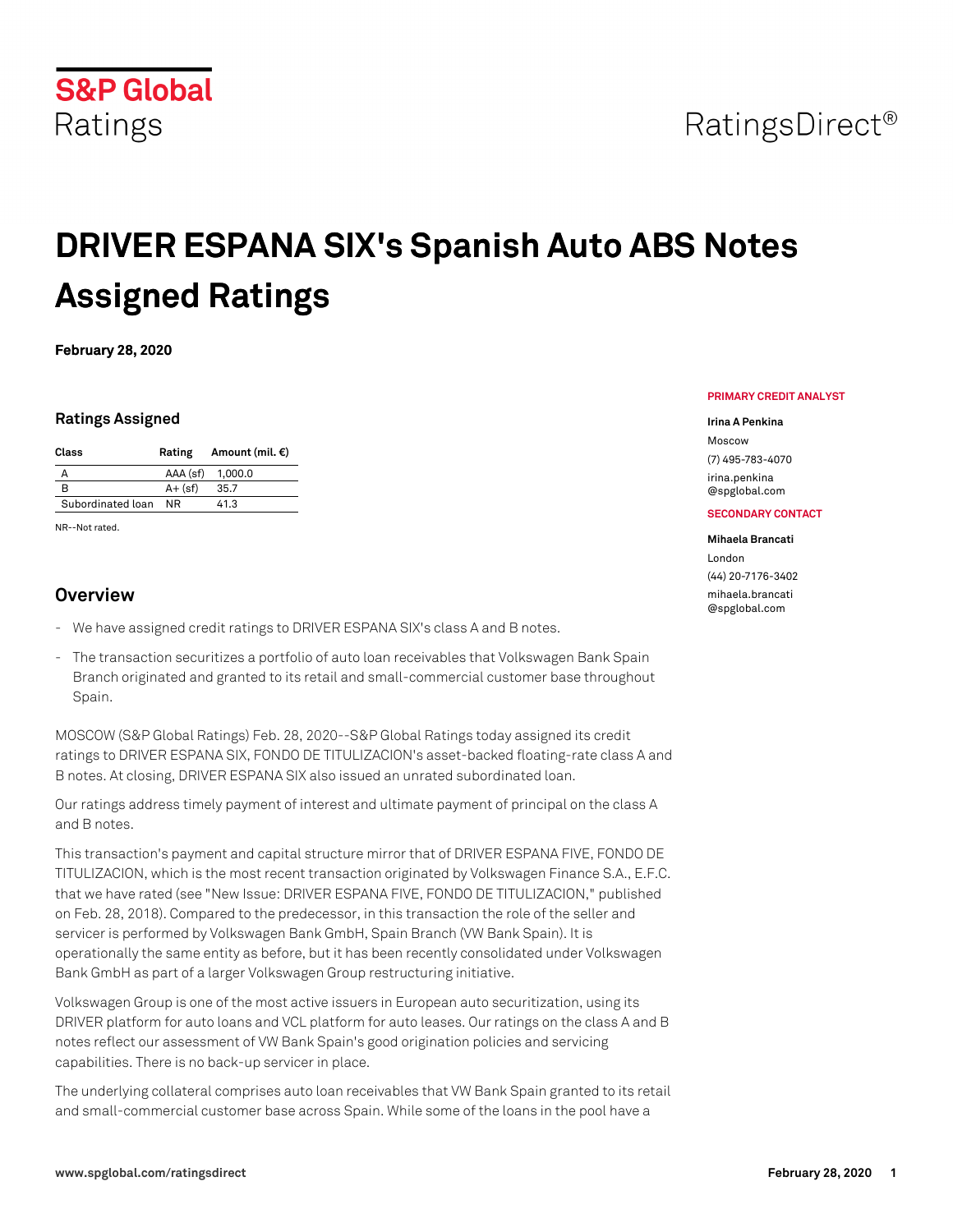S&P Global Ratings

RatingsDirect®

# DRIVER ESPANA SIX's Spanish Auto ABS Notes Assigned Ratings

**February 28, 2020**

### Ratings Assigned

| Class | Rating | Amount (mil. €) |
|---|---|---|
| A | AAA (sf) | 1,000.0 |
| B | A+ (sf) | 35.7 |
| Subordinated loan | NR | 41.3 |

NR--Not rated.

**PRIMARY CREDIT ANALYST**

**Irina A Penkina**

Moscow

(7) 495-783-4070

irina.penkina@spglobal.com

**SECONDARY CONTACT**

**Mihaela Brancati**

London

(44) 20-7176-3402

mihaela.brancati@spglobal.com

## Overview

- We have assigned credit ratings to DRIVER ESPANA SIX's class A and B notes.
- The transaction securitizes a portfolio of auto loan receivables that Volkswagen Bank Spain Branch originated and granted to its retail and small-commercial customer base throughout Spain.

MOSCOW (S&P Global Ratings) Feb. 28, 2020--S&P Global Ratings today assigned its credit ratings to DRIVER ESPANA SIX, FONDO DE TITULIZACION's asset-backed floating-rate class A and B notes. At closing, DRIVER ESPANA SIX also issued an unrated subordinated loan.

Our ratings address timely payment of interest and ultimate payment of principal on the class A and B notes.

This transaction's payment and capital structure mirror that of DRIVER ESPANA FIVE, FONDO DE TITULIZACION, which is the most recent transaction originated by Volkswagen Finance S.A., E.F.C. that we have rated (see "New Issue: DRIVER ESPANA FIVE, FONDO DE TITULIZACION," published on Feb. 28, 2018). Compared to the predecessor, in this transaction the role of the seller and servicer is performed by Volkswagen Bank GmbH, Spain Branch (VW Bank Spain). It is operationally the same entity as before, but it has been recently consolidated under Volkswagen Bank GmbH as part of a larger Volkswagen Group restructuring initiative.

Volkswagen Group is one of the most active issuers in European auto securitization, using its DRIVER platform for auto loans and VCL platform for auto leases. Our ratings on the class A and B notes reflect our assessment of VW Bank Spain's good origination policies and servicing capabilities. There is no back-up servicer in place.

The underlying collateral comprises auto loan receivables that VW Bank Spain granted to its retail and small-commercial customer base across Spain. While some of the loans in the pool have a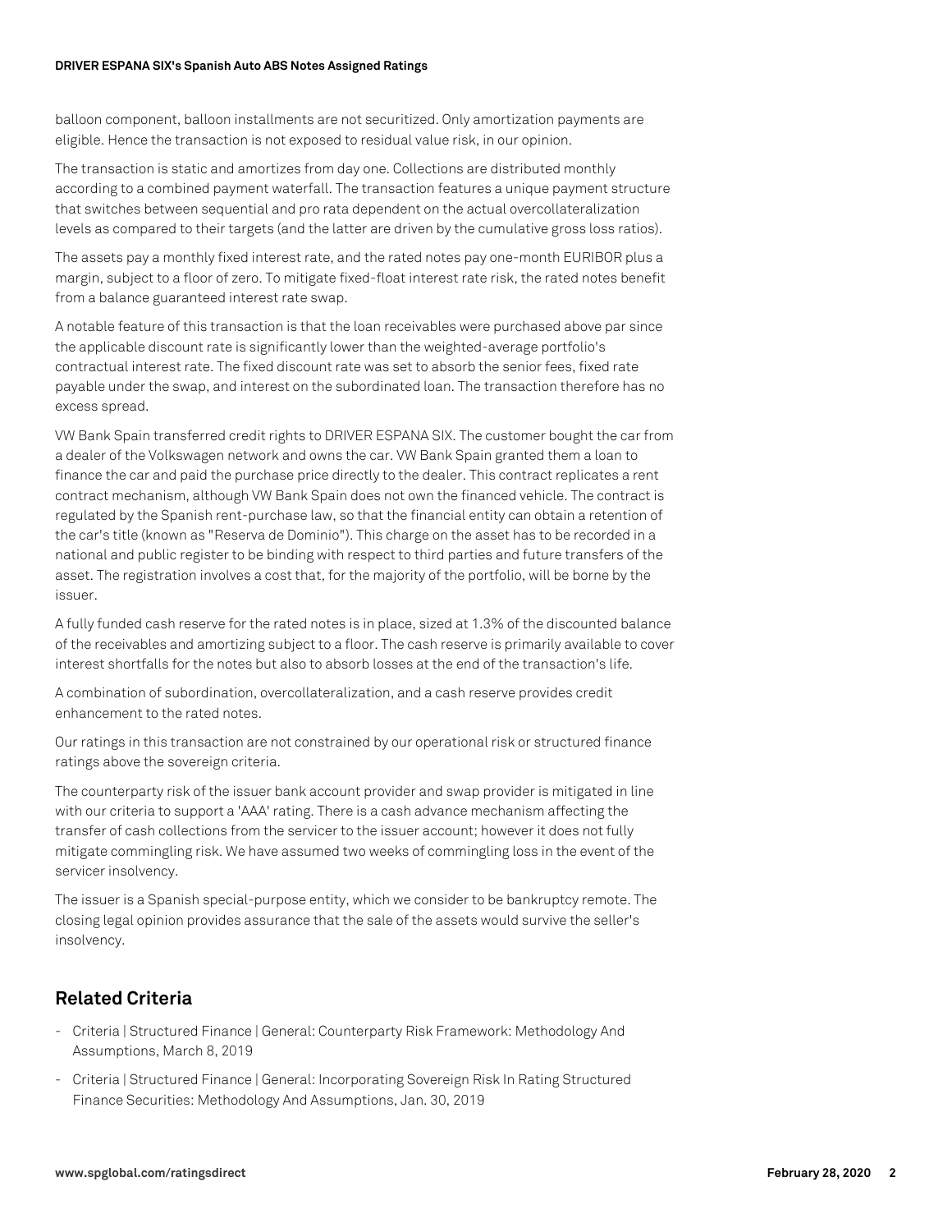balloon component, balloon installments are not securitized. Only amortization payments are eligible. Hence the transaction is not exposed to residual value risk, in our opinion.

The transaction is static and amortizes from day one. Collections are distributed monthly according to a combined payment waterfall. The transaction features a unique payment structure that switches between sequential and pro rata dependent on the actual overcollateralization levels as compared to their targets (and the latter are driven by the cumulative gross loss ratios).

The assets pay a monthly fixed interest rate, and the rated notes pay one-month EURIBOR plus a margin, subject to a floor of zero. To mitigate fixed-float interest rate risk, the rated notes benefit from a balance guaranteed interest rate swap.

A notable feature of this transaction is that the loan receivables were purchased above par since the applicable discount rate is significantly lower than the weighted-average portfolio's contractual interest rate. The fixed discount rate was set to absorb the senior fees, fixed rate payable under the swap, and interest on the subordinated loan. The transaction therefore has no excess spread.

VW Bank Spain transferred credit rights to DRIVER ESPANA SIX. The customer bought the car from a dealer of the Volkswagen network and owns the car. VW Bank Spain granted them a loan to finance the car and paid the purchase price directly to the dealer. This contract replicates a rent contract mechanism, although VW Bank Spain does not own the financed vehicle. The contract is regulated by the Spanish rent-purchase law, so that the financial entity can obtain a retention of the car's title (known as "Reserva de Dominio"). This charge on the asset has to be recorded in a national and public register to be binding with respect to third parties and future transfers of the asset. The registration involves a cost that, for the majority of the portfolio, will be borne by the issuer.

A fully funded cash reserve for the rated notes is in place, sized at 1.3% of the discounted balance of the receivables and amortizing subject to a floor. The cash reserve is primarily available to cover interest shortfalls for the notes but also to absorb losses at the end of the transaction's life.

A combination of subordination, overcollateralization, and a cash reserve provides credit enhancement to the rated notes.

Our ratings in this transaction are not constrained by our operational risk or structured finance ratings above the sovereign criteria.

The counterparty risk of the issuer bank account provider and swap provider is mitigated in line with our criteria to support a 'AAA' rating. There is a cash advance mechanism affecting the transfer of cash collections from the servicer to the issuer account; however it does not fully mitigate commingling risk. We have assumed two weeks of commingling loss in the event of the servicer insolvency.

The issuer is a Spanish special-purpose entity, which we consider to be bankruptcy remote. The closing legal opinion provides assurance that the sale of the assets would survive the seller's insolvency.

## Related Criteria

- Criteria | Structured Finance | General: Counterparty Risk Framework: Methodology And Assumptions, March 8, 2019
- Criteria | Structured Finance | General: Incorporating Sovereign Risk In Rating Structured Finance Securities: Methodology And Assumptions, Jan. 30, 2019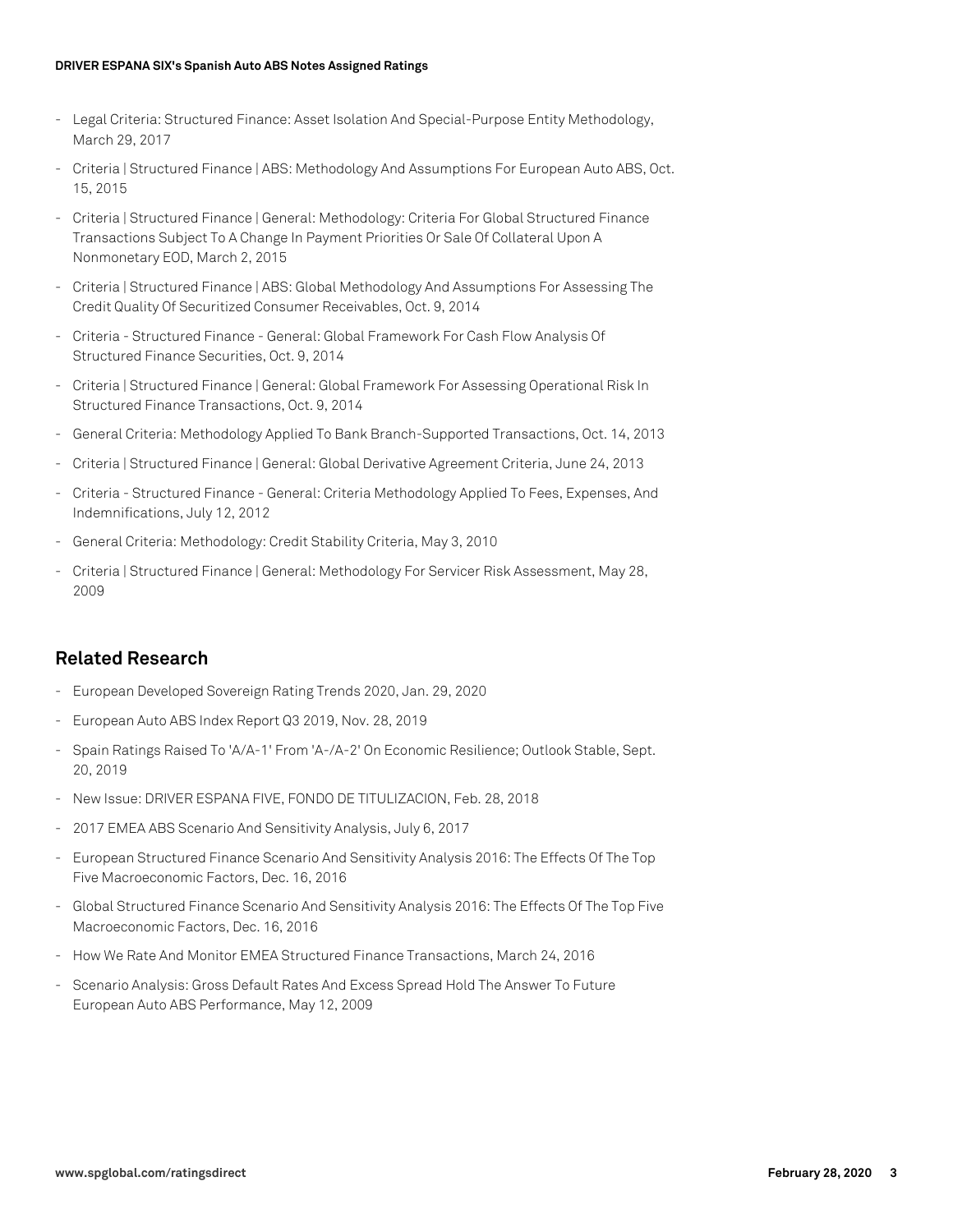- Legal Criteria: Structured Finance: Asset Isolation And Special-Purpose Entity Methodology, March 29, 2017
- Criteria | Structured Finance | ABS: Methodology And Assumptions For European Auto ABS, Oct. 15, 2015
- Criteria | Structured Finance | General: Methodology: Criteria For Global Structured Finance Transactions Subject To A Change In Payment Priorities Or Sale Of Collateral Upon A Nonmonetary EOD, March 2, 2015
- Criteria | Structured Finance | ABS: Global Methodology And Assumptions For Assessing The Credit Quality Of Securitized Consumer Receivables, Oct. 9, 2014
- Criteria - Structured Finance - General: Global Framework For Cash Flow Analysis Of Structured Finance Securities, Oct. 9, 2014
- Criteria | Structured Finance | General: Global Framework For Assessing Operational Risk In Structured Finance Transactions, Oct. 9, 2014
- General Criteria: Methodology Applied To Bank Branch-Supported Transactions, Oct. 14, 2013
- Criteria | Structured Finance | General: Global Derivative Agreement Criteria, June 24, 2013
- Criteria - Structured Finance - General: Criteria Methodology Applied To Fees, Expenses, And Indemnifications, July 12, 2012
- General Criteria: Methodology: Credit Stability Criteria, May 3, 2010
- Criteria | Structured Finance | General: Methodology For Servicer Risk Assessment, May 28, 2009

## Related Research

- European Developed Sovereign Rating Trends 2020, Jan. 29, 2020
- European Auto ABS Index Report Q3 2019, Nov. 28, 2019
- Spain Ratings Raised To 'A/A-1' From 'A-/A-2' On Economic Resilience; Outlook Stable, Sept. 20, 2019
- New Issue: DRIVER ESPANA FIVE, FONDO DE TITULIZACION, Feb. 28, 2018
- 2017 EMEA ABS Scenario And Sensitivity Analysis, July 6, 2017
- European Structured Finance Scenario And Sensitivity Analysis 2016: The Effects Of The Top Five Macroeconomic Factors, Dec. 16, 2016
- Global Structured Finance Scenario And Sensitivity Analysis 2016: The Effects Of The Top Five Macroeconomic Factors, Dec. 16, 2016
- How We Rate And Monitor EMEA Structured Finance Transactions, March 24, 2016
- Scenario Analysis: Gross Default Rates And Excess Spread Hold The Answer To Future European Auto ABS Performance, May 12, 2009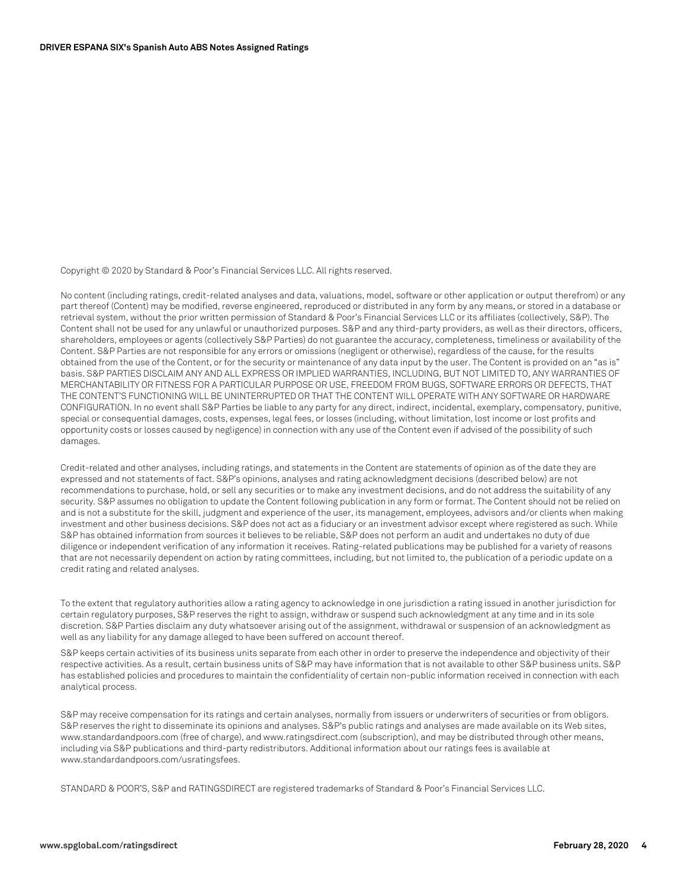Copyright © 2020 by Standard & Poor's Financial Services LLC. All rights reserved.

No content (including ratings, credit-related analyses and data, valuations, model, software or other application or output therefrom) or any part thereof (Content) may be modified, reverse engineered, reproduced or distributed in any form by any means, or stored in a database or retrieval system, without the prior written permission of Standard & Poor's Financial Services LLC or its affiliates (collectively, S&P). The Content shall not be used for any unlawful or unauthorized purposes. S&P and any third-party providers, as well as their directors, officers, shareholders, employees or agents (collectively S&P Parties) do not guarantee the accuracy, completeness, timeliness or availability of the Content. S&P Parties are not responsible for any errors or omissions (negligent or otherwise), regardless of the cause, for the results obtained from the use of the Content, or for the security or maintenance of any data input by the user. The Content is provided on an "as is" basis. S&P PARTIES DISCLAIM ANY AND ALL EXPRESS OR IMPLIED WARRANTIES, INCLUDING, BUT NOT LIMITED TO, ANY WARRANTIES OF MERCHANTABILITY OR FITNESS FOR A PARTICULAR PURPOSE OR USE, FREEDOM FROM BUGS, SOFTWARE ERRORS OR DEFECTS, THAT THE CONTENT'S FUNCTIONING WILL BE UNINTERRUPTED OR THAT THE CONTENT WILL OPERATE WITH ANY SOFTWARE OR HARDWARE CONFIGURATION. In no event shall S&P Parties be liable to any party for any direct, indirect, incidental, exemplary, compensatory, punitive, special or consequential damages, costs, expenses, legal fees, or losses (including, without limitation, lost income or lost profits and opportunity costs or losses caused by negligence) in connection with any use of the Content even if advised of the possibility of such damages.

Credit-related and other analyses, including ratings, and statements in the Content are statements of opinion as of the date they are expressed and not statements of fact. S&P's opinions, analyses and rating acknowledgment decisions (described below) are not recommendations to purchase, hold, or sell any securities or to make any investment decisions, and do not address the suitability of any security. S&P assumes no obligation to update the Content following publication in any form or format. The Content should not be relied on and is not a substitute for the skill, judgment and experience of the user, its management, employees, advisors and/or clients when making investment and other business decisions. S&P does not act as a fiduciary or an investment advisor except where registered as such. While S&P has obtained information from sources it believes to be reliable, S&P does not perform an audit and undertakes no duty of due diligence or independent verification of any information it receives. Rating-related publications may be published for a variety of reasons that are not necessarily dependent on action by rating committees, including, but not limited to, the publication of a periodic update on a credit rating and related analyses.

To the extent that regulatory authorities allow a rating agency to acknowledge in one jurisdiction a rating issued in another jurisdiction for certain regulatory purposes, S&P reserves the right to assign, withdraw or suspend such acknowledgment at any time and in its sole discretion. S&P Parties disclaim any duty whatsoever arising out of the assignment, withdrawal or suspension of an acknowledgment as well as any liability for any damage alleged to have been suffered on account thereof.

S&P keeps certain activities of its business units separate from each other in order to preserve the independence and objectivity of their respective activities. As a result, certain business units of S&P may have information that is not available to other S&P business units. S&P has established policies and procedures to maintain the confidentiality of certain non-public information received in connection with each analytical process.

S&P may receive compensation for its ratings and certain analyses, normally from issuers or underwriters of securities or from obligors. S&P reserves the right to disseminate its opinions and analyses. S&P's public ratings and analyses are made available on its Web sites, www.standardandpoors.com (free of charge), and www.ratingsdirect.com (subscription), and may be distributed through other means, including via S&P publications and third-party redistributors. Additional information about our ratings fees is available at www.standardandpoors.com/usratingsfees.

STANDARD & POOR'S, S&P and RATINGSDIRECT are registered trademarks of Standard & Poor's Financial Services LLC.